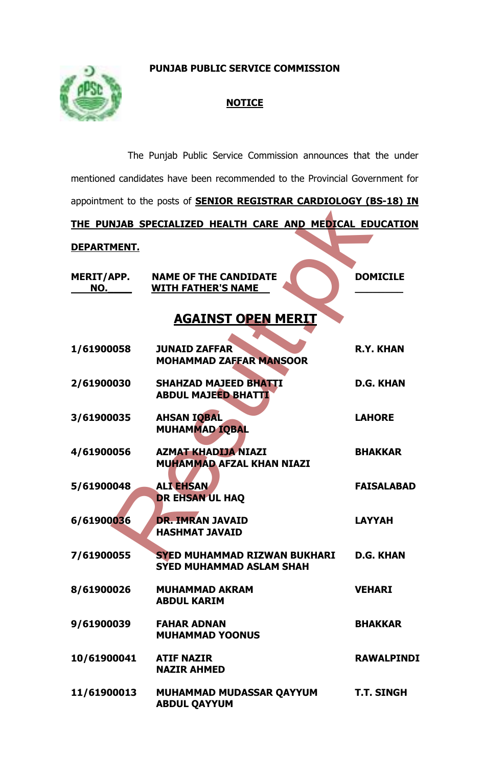# PUNJAB PUBLIC SERVICE COMMISSION

## NOTICE

The Punjab Public Service Commission announces that the under mentioned candidates have been recommended to the Provincial Government for appointment to the posts of **SENIOR REGISTRAR CARDIOLOGY (BS-18) IN THE PUNJAB SPECIALIZED HEALTH CARE AND MEDICAL EDUCATION DEPARTMENT.**

## AGAINST OPEN MERIT

| MERIT/APP. NO. | NAME OF THE CANDIDATE WITH FATHER'S NAME | DOMICILE |
|---|---|---|
| 1/61900058 | JUNAID ZAFFAR<br>MOHAMMAD ZAFFAR MANSOOR | R.Y. KHAN |
| 2/61900030 | SHAHZAD MAJEED BHATTI<br>ABDUL MAJEED BHATTI | D.G. KHAN |
| 3/61900035 | AHSAN IQBAL<br>MUHAMMAD IQBAL | LAHORE |
| 4/61900056 | AZMAT KHADIJA NIAZI<br>MUHAMMAD AFZAL KHAN NIAZI | BHAKKAR |
| 5/61900048 | ALI EHSAN<br>DR EHSAN UL HAQ | FAISALABAD |
| 6/61900036 | DR. IMRAN JAVAID<br>HASHMAT JAVAID | LAYYAH |
| 7/61900055 | SYED MUHAMMAD RIZWAN BUKHARI<br>SYED MUHAMMAD ASLAM SHAH | D.G. KHAN |
| 8/61900026 | MUHAMMAD AKRAM<br>ABDUL KARIM | VEHARI |
| 9/61900039 | FAHAR ADNAN<br>MUHAMMAD YOONUS | BHAKKAR |
| 10/61900041 | ATIF NAZIR<br>NAZIR AHMED | RAWALPINDI |
| 11/61900013 | MUHAMMAD MUDASSAR QAYYUM<br>ABDUL QAYYUM | T.T. SINGH |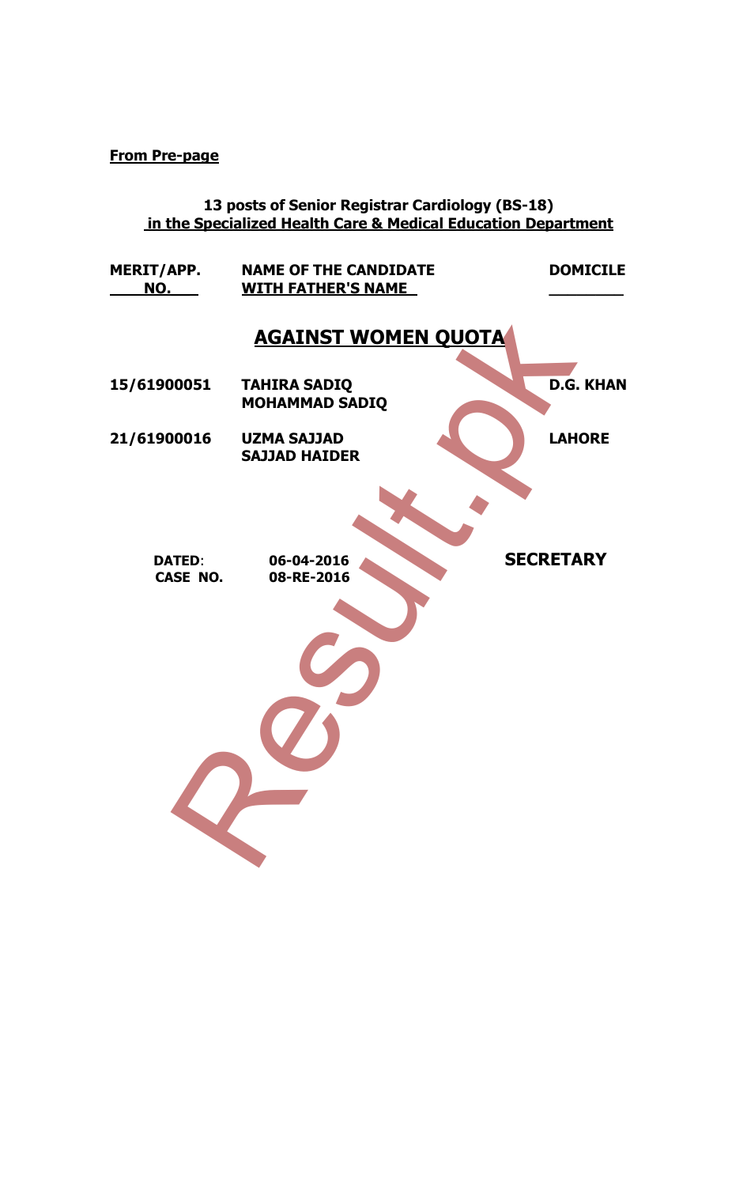**From Pre-page**

**13 posts of Senior Registrar Cardiology (BS-18)**
**in the Specialized Health Care & Medical Education Department**

| MERIT/APP. NO. | NAME OF THE CANDIDATE WITH FATHER'S NAME | DOMICILE |
|---|---|---|
| | **AGAINST WOMEN QUOTA** | |
| 15/61900051 | TAHIRA SADIQ<br>MOHAMMAD SADIQ | D.G. KHAN |
| 21/61900016 | UZMA SAJJAD<br>SAJJAD HAIDER | LAHORE |

**DATED:** 06-04-2016
**CASE NO.** 08-RE-2016

**SECRETARY**